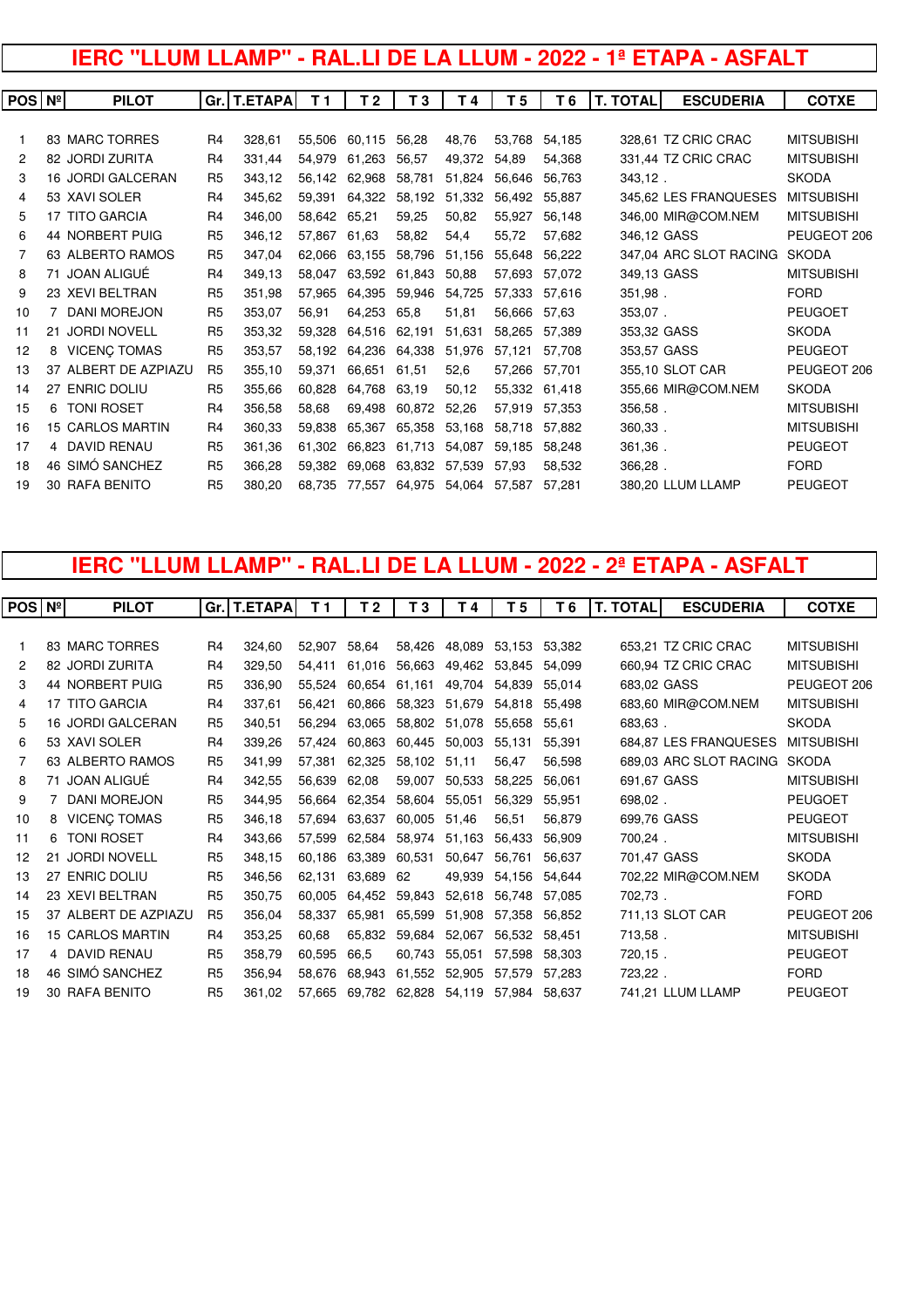# IERC "LLUM LLAMP" - RAL.LI DE LA LLUM - 2022 - 1ª ETAPA - ASFALT

| POS | Nº | PILOT | Gr. | T.ETAPA | T 1 | T 2 | T 3 | T 4 | T 5 | T 6 | T. TOTAL | ESCUDERIA | COTXE |
|---|---|---|---|---|---|---|---|---|---|---|---|---|---|
| 1 | 83 | MARC TORRES | R4 | 328,61 | 55,506 | 60,115 | 56,28 | 48,76 | 53,768 | 54,185 | 328,61 | TZ CRIC CRAC | MITSUBISHI |
| 2 | 82 | JORDI ZURITA | R4 | 331,44 | 54,979 | 61,263 | 56,57 | 49,372 | 54,89 | 54,368 | 331,44 | TZ CRIC CRAC | MITSUBISHI |
| 3 | 16 | JORDI GALCERAN | R5 | 343,12 | 56,142 | 62,968 | 58,781 | 51,824 | 56,646 | 56,763 | 343,12 | . | SKODA |
| 4 | 53 | XAVI SOLER | R4 | 345,62 | 59,391 | 64,322 | 58,192 | 51,332 | 56,492 | 55,887 | 345,62 | LES FRANQUESES | MITSUBISHI |
| 5 | 17 | TITO GARCIA | R4 | 346,00 | 58,642 | 65,21 | 59,25 | 50,82 | 55,927 | 56,148 | 346,00 | MIR@COM.NEM | MITSUBISHI |
| 6 | 44 | NORBERT PUIG | R5 | 346,12 | 57,867 | 61,63 | 58,82 | 54,4 | 55,72 | 57,682 | 346,12 | GASS | PEUGEOT 206 |
| 7 | 63 | ALBERTO RAMOS | R5 | 347,04 | 62,066 | 63,155 | 58,796 | 51,156 | 55,648 | 56,222 | 347,04 | ARC SLOT RACING | SKODA |
| 8 | 71 | JOAN ALIGUÉ | R4 | 349,13 | 58,047 | 63,592 | 61,843 | 50,88 | 57,693 | 57,072 | 349,13 | GASS | MITSUBISHI |
| 9 | 23 | XEVI BELTRAN | R5 | 351,98 | 57,965 | 64,395 | 59,946 | 54,725 | 57,333 | 57,616 | 351,98 | . | FORD |
| 10 | 7 | DANI MOREJON | R5 | 353,07 | 56,91 | 64,253 | 65,8 | 51,81 | 56,666 | 57,63 | 353,07 | . | PEUGOET |
| 11 | 21 | JORDI NOVELL | R5 | 353,32 | 59,328 | 64,516 | 62,191 | 51,631 | 58,265 | 57,389 | 353,32 | GASS | SKODA |
| 12 | 8 | VICENÇ TOMAS | R5 | 353,57 | 58,192 | 64,236 | 64,338 | 51,976 | 57,121 | 57,708 | 353,57 | GASS | PEUGEOT |
| 13 | 37 | ALBERT DE AZPIAZU | R5 | 355,10 | 59,371 | 66,651 | 61,51 | 52,6 | 57,266 | 57,701 | 355,10 | SLOT CAR | PEUGEOT 206 |
| 14 | 27 | ENRIC DOLIU | R5 | 355,66 | 60,828 | 64,768 | 63,19 | 50,12 | 55,332 | 61,418 | 355,66 | MIR@COM.NEM | SKODA |
| 15 | 6 | TONI ROSET | R4 | 356,58 | 58,68 | 69,498 | 60,872 | 52,26 | 57,919 | 57,353 | 356,58 | . | MITSUBISHI |
| 16 | 15 | CARLOS MARTIN | R4 | 360,33 | 59,838 | 65,367 | 65,358 | 53,168 | 58,718 | 57,882 | 360,33 | . | MITSUBISHI |
| 17 | 4 | DAVID RENAU | R5 | 361,36 | 61,302 | 66,823 | 61,713 | 54,087 | 59,185 | 58,248 | 361,36 | . | PEUGEOT |
| 18 | 46 | SIMÓ SANCHEZ | R5 | 366,28 | 59,382 | 69,068 | 63,832 | 57,539 | 57,93 | 58,532 | 366,28 | . | FORD |
| 19 | 30 | RAFA BENITO | R5 | 380,20 | 68,735 | 77,557 | 64,975 | 54,064 | 57,587 | 57,281 | 380,20 | LLUM LLAMP | PEUGEOT |

# IERC "LLUM LLAMP" - RAL.LI DE LA LLUM - 2022 - 2ª ETAPA - ASFALT

| POS | Nº | PILOT | Gr. | T.ETAPA | T 1 | T 2 | T 3 | T 4 | T 5 | T 6 | T. TOTAL | ESCUDERIA | COTXE |
|---|---|---|---|---|---|---|---|---|---|---|---|---|---|
| 1 | 83 | MARC TORRES | R4 | 324,60 | 52,907 | 58,64 | 58,426 | 48,089 | 53,153 | 53,382 | 653,21 | TZ CRIC CRAC | MITSUBISHI |
| 2 | 82 | JORDI ZURITA | R4 | 329,50 | 54,411 | 61,016 | 56,663 | 49,462 | 53,845 | 54,099 | 660,94 | TZ CRIC CRAC | MITSUBISHI |
| 3 | 44 | NORBERT PUIG | R5 | 336,90 | 55,524 | 60,654 | 61,161 | 49,704 | 54,839 | 55,014 | 683,02 | GASS | PEUGEOT 206 |
| 4 | 17 | TITO GARCIA | R4 | 337,61 | 56,421 | 60,866 | 58,323 | 51,679 | 54,818 | 55,498 | 683,60 | MIR@COM.NEM | MITSUBISHI |
| 5 | 16 | JORDI GALCERAN | R5 | 340,51 | 56,294 | 63,065 | 58,802 | 51,078 | 55,658 | 55,61 | 683,63 | . | SKODA |
| 6 | 53 | XAVI SOLER | R4 | 339,26 | 57,424 | 60,863 | 60,445 | 50,003 | 55,131 | 55,391 | 684,87 | LES FRANQUESES | MITSUBISHI |
| 7 | 63 | ALBERTO RAMOS | R5 | 341,99 | 57,381 | 62,325 | 58,102 | 51,11 | 56,47 | 56,598 | 689,03 | ARC SLOT RACING | SKODA |
| 8 | 71 | JOAN ALIGUÉ | R4 | 342,55 | 56,639 | 62,08 | 59,007 | 50,533 | 58,225 | 56,061 | 691,67 | GASS | MITSUBISHI |
| 9 | 7 | DANI MOREJON | R5 | 344,95 | 56,664 | 62,354 | 58,604 | 55,051 | 56,329 | 55,951 | 698,02 | . | PEUGOET |
| 10 | 8 | VICENÇ TOMAS | R5 | 346,18 | 57,694 | 63,637 | 60,005 | 51,46 | 56,51 | 56,879 | 699,76 | GASS | PEUGEOT |
| 11 | 6 | TONI ROSET | R4 | 343,66 | 57,599 | 62,584 | 58,974 | 51,163 | 56,433 | 56,909 | 700,24 | . | MITSUBISHI |
| 12 | 21 | JORDI NOVELL | R5 | 348,15 | 60,186 | 63,389 | 60,531 | 50,647 | 56,761 | 56,637 | 701,47 | GASS | SKODA |
| 13 | 27 | ENRIC DOLIU | R5 | 346,56 | 62,131 | 63,689 | 62 | 49,939 | 54,156 | 54,644 | 702,22 | MIR@COM.NEM | SKODA |
| 14 | 23 | XEVI BELTRAN | R5 | 350,75 | 60,005 | 64,452 | 59,843 | 52,618 | 56,748 | 57,085 | 702,73 | . | FORD |
| 15 | 37 | ALBERT DE AZPIAZU | R5 | 356,04 | 58,337 | 65,981 | 65,599 | 51,908 | 57,358 | 56,852 | 711,13 | SLOT CAR | PEUGEOT 206 |
| 16 | 15 | CARLOS MARTIN | R4 | 353,25 | 60,68 | 65,832 | 59,684 | 52,067 | 56,532 | 58,451 | 713,58 | . | MITSUBISHI |
| 17 | 4 | DAVID RENAU | R5 | 358,79 | 60,595 | 66,5 | 60,743 | 55,051 | 57,598 | 58,303 | 720,15 | . | PEUGEOT |
| 18 | 46 | SIMÓ SANCHEZ | R5 | 356,94 | 58,676 | 68,943 | 61,552 | 52,905 | 57,579 | 57,283 | 723,22 | . | FORD |
| 19 | 30 | RAFA BENITO | R5 | 361,02 | 57,665 | 69,782 | 62,828 | 54,119 | 57,984 | 58,637 | 741,21 | LLUM LLAMP | PEUGEOT |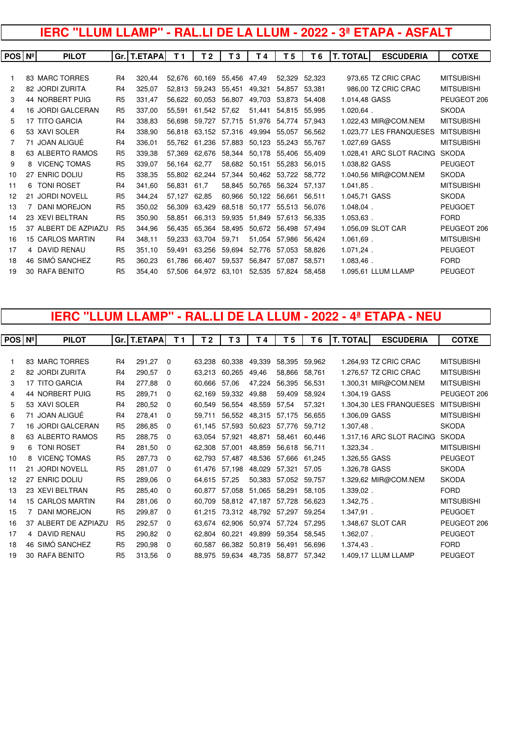# IERC "LLUM LLAMP" - RAL.LI DE LA LLUM - 2022 - 3ª ETAPA - ASFALT

| POS | Nº | PILOT | Gr. | T.ETAPA | T 1 | T 2 | T 3 | T 4 | T 5 | T 6 | T. TOTAL | ESCUDERIA | COTXE |
|---|---|---|---|---|---|---|---|---|---|---|---|---|---|
| 1 | 83 | MARC TORRES | R4 | 320,44 | 52,676 | 60,169 | 55,456 | 47,49 | 52,329 | 52,323 | 973,65 | TZ CRIC CRAC | MITSUBISHI |
| 2 | 82 | JORDI ZURITA | R4 | 325,07 | 52,813 | 59,243 | 55,451 | 49,321 | 54,857 | 53,381 | 986,00 | TZ CRIC CRAC | MITSUBISHI |
| 3 | 44 | NORBERT PUIG | R5 | 331,47 | 56,622 | 60,053 | 56,807 | 49,703 | 53,873 | 54,408 | 1.014,48 | GASS | PEUGEOT 206 |
| 4 | 16 | JORDI GALCERAN | R5 | 337,00 | 55,591 | 61,542 | 57,62 | 51,441 | 54,815 | 55,995 | 1.020,64 | . | SKODA |
| 5 | 17 | TITO GARCIA | R4 | 338,83 | 56,698 | 59,727 | 57,715 | 51,976 | 54,774 | 57,943 | 1.022,43 | MIR@COM.NEM | MITSUBISHI |
| 6 | 53 | XAVI SOLER | R4 | 338,90 | 56,818 | 63,152 | 57,316 | 49,994 | 55,057 | 56,562 | 1.023,77 | LES FRANQUESES | MITSUBISHI |
| 7 | 71 | JOAN ALIGUÉ | R4 | 336,01 | 55,762 | 61,236 | 57,883 | 50,123 | 55,243 | 55,767 | 1.027,69 | GASS | MITSUBISHI |
| 8 | 63 | ALBERTO RAMOS | R5 | 339,38 | 57,369 | 62,676 | 58,344 | 50,178 | 55,406 | 55,409 | 1.028,41 | ARC SLOT RACING | SKODA |
| 9 | 8 | VICENÇ TOMAS | R5 | 339,07 | 56,164 | 62,77 | 58,682 | 50,151 | 55,283 | 56,015 | 1.038,82 | GASS | PEUGEOT |
| 10 | 27 | ENRIC DOLIU | R5 | 338,35 | 55,802 | 62,244 | 57,344 | 50,462 | 53,722 | 58,772 | 1.040,56 | MIR@COM.NEM | SKODA |
| 11 | 6 | TONI ROSET | R4 | 341,60 | 56,831 | 61,7 | 58,845 | 50,765 | 56,324 | 57,137 | 1.041,85 | . | MITSUBISHI |
| 12 | 21 | JORDI NOVELL | R5 | 344,24 | 57,127 | 62,85 | 60,966 | 50,122 | 56,661 | 56,511 | 1.045,71 | GASS | SKODA |
| 13 | 7 | DANI MOREJON | R5 | 350,02 | 56,309 | 63,429 | 68,518 | 50,177 | 55,513 | 56,076 | 1.048,04 | . | PEUGOET |
| 14 | 23 | XEVI BELTRAN | R5 | 350,90 | 58,851 | 66,313 | 59,935 | 51,849 | 57,613 | 56,335 | 1.053,63 | . | FORD |
| 15 | 37 | ALBERT DE AZPIAZU | R5 | 344,96 | 56,435 | 65,364 | 58,495 | 50,672 | 56,498 | 57,494 | 1.056,09 | SLOT CAR | PEUGEOT 206 |
| 16 | 15 | CARLOS MARTIN | R4 | 348,11 | 59,233 | 63,704 | 59,71 | 51,054 | 57,986 | 56,424 | 1.061,69 | . | MITSUBISHI |
| 17 | 4 | DAVID RENAU | R5 | 351,10 | 59,491 | 63,256 | 59,694 | 52,776 | 57,053 | 58,826 | 1.071,24 | . | PEUGEOT |
| 18 | 46 | SIMÓ SANCHEZ | R5 | 360,23 | 61,786 | 66,407 | 59,537 | 56,847 | 57,087 | 58,571 | 1.083,46 | . | FORD |
| 19 | 30 | RAFA BENITO | R5 | 354,40 | 57,506 | 64,972 | 63,101 | 52,535 | 57,824 | 58,458 | 1.095,61 | LLUM LLAMP | PEUGEOT |

# IERC "LLUM LLAMP" - RAL.LI DE LA LLUM - 2022 - 4ª ETAPA - NEU

| POS | Nº | PILOT | Gr. | T.ETAPA | T 1 | T 2 | T 3 | T 4 | T 5 | T 6 | T. TOTAL | ESCUDERIA | COTXE |
|---|---|---|---|---|---|---|---|---|---|---|---|---|---|
| 1 | 83 | MARC TORRES | R4 | 291,27 | 0 | 63,238 | 60,338 | 49,339 | 58,395 | 59,962 | 1.264,93 | TZ CRIC CRAC | MITSUBISHI |
| 2 | 82 | JORDI ZURITA | R4 | 290,57 | 0 | 63,213 | 60,265 | 49,46 | 58,866 | 58,761 | 1.276,57 | TZ CRIC CRAC | MITSUBISHI |
| 3 | 17 | TITO GARCIA | R4 | 277,88 | 0 | 60,666 | 57,06 | 47,224 | 56,395 | 56,531 | 1.300,31 | MIR@COM.NEM | MITSUBISHI |
| 4 | 44 | NORBERT PUIG | R5 | 289,71 | 0 | 62,169 | 59,332 | 49,88 | 59,409 | 58,924 | 1.304,19 | GASS | PEUGEOT 206 |
| 5 | 53 | XAVI SOLER | R4 | 280,52 | 0 | 60,549 | 56,554 | 48,559 | 57,54 | 57,321 | 1.304,30 | LES FRANQUESES | MITSUBISHI |
| 6 | 71 | JOAN ALIGUÉ | R4 | 278,41 | 0 | 59,711 | 56,552 | 48,315 | 57,175 | 56,655 | 1.306,09 | GASS | MITSUBISHI |
| 7 | 16 | JORDI GALCERAN | R5 | 286,85 | 0 | 61,145 | 57,593 | 50,623 | 57,776 | 59,712 | 1.307,48 | . | SKODA |
| 8 | 63 | ALBERTO RAMOS | R5 | 288,75 | 0 | 63,054 | 57,921 | 48,871 | 58,461 | 60,446 | 1.317,16 | ARC SLOT RACING | SKODA |
| 9 | 6 | TONI ROSET | R4 | 281,50 | 0 | 62,308 | 57,001 | 48,859 | 56,618 | 56,711 | 1.323,34 | . | MITSUBISHI |
| 10 | 8 | VICENÇ TOMAS | R5 | 287,73 | 0 | 62,793 | 57,487 | 48,536 | 57,666 | 61,245 | 1.326,55 | GASS | PEUGEOT |
| 11 | 21 | JORDI NOVELL | R5 | 281,07 | 0 | 61,476 | 57,198 | 48,029 | 57,321 | 57,05 | 1.326,78 | GASS | SKODA |
| 12 | 27 | ENRIC DOLIU | R5 | 289,06 | 0 | 64,615 | 57,25 | 50,383 | 57,052 | 59,757 | 1.329,62 | MIR@COM.NEM | SKODA |
| 13 | 23 | XEVI BELTRAN | R5 | 285,40 | 0 | 60,877 | 57,058 | 51,065 | 58,291 | 58,105 | 1.339,02 | . | FORD |
| 14 | 15 | CARLOS MARTIN | R4 | 281,06 | 0 | 60,709 | 58,812 | 47,187 | 57,728 | 56,623 | 1.342,75 | . | MITSUBISHI |
| 15 | 7 | DANI MOREJON | R5 | 299,87 | 0 | 61,215 | 73,312 | 48,792 | 57,297 | 59,254 | 1.347,91 | . | PEUGOET |
| 16 | 37 | ALBERT DE AZPIAZU | R5 | 292,57 | 0 | 63,674 | 62,906 | 50,974 | 57,724 | 57,295 | 1.348,67 | SLOT CAR | PEUGEOT 206 |
| 17 | 4 | DAVID RENAU | R5 | 290,82 | 0 | 62,804 | 60,221 | 49,899 | 59,354 | 58,545 | 1.362,07 | . | PEUGEOT |
| 18 | 46 | SIMÓ SANCHEZ | R5 | 290,98 | 0 | 60,587 | 66,382 | 50,819 | 56,491 | 56,696 | 1.374,43 | . | FORD |
| 19 | 30 | RAFA BENITO | R5 | 313,56 | 0 | 88,975 | 59,634 | 48,735 | 58,877 | 57,342 | 1.409,17 | LLUM LLAMP | PEUGEOT |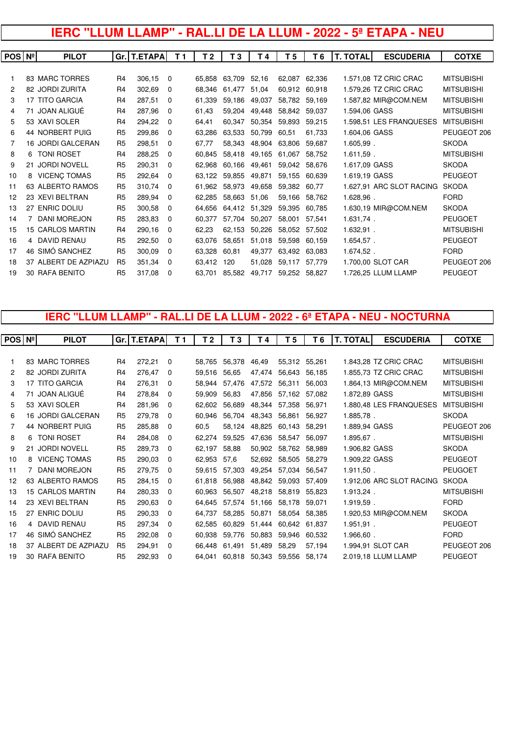# IERC "LLUM LLAMP" - RAL.LI DE LA LLUM - 2022 - 5ª ETAPA - NEU

| POS | Nº | PILOT | Gr. | T.ETAPA | T 1 | T 2 | T 3 | T 4 | T 5 | T 6 | T. TOTAL | ESCUDERIA | COTXE |
|---|---|---|---|---|---|---|---|---|---|---|---|---|---|
| 1 | 83 | MARC TORRES | R4 | 306,15 | 0 | 65,858 | 63,709 | 52,16 | 62,087 | 62,336 | 1.571,08 | TZ CRIC CRAC | MITSUBISHI |
| 2 | 82 | JORDI ZURITA | R4 | 302,69 | 0 | 68,346 | 61,477 | 51,04 | 60,912 | 60,918 | 1.579,26 | TZ CRIC CRAC | MITSUBISHI |
| 3 | 17 | TITO GARCIA | R4 | 287,51 | 0 | 61,339 | 59,186 | 49,037 | 58,782 | 59,169 | 1.587,82 | MIR@COM.NEM | MITSUBISHI |
| 4 | 71 | JOAN ALIGUÉ | R4 | 287,96 | 0 | 61,43 | 59,204 | 49,448 | 58,842 | 59,037 | 1.594,06 | GASS | MITSUBISHI |
| 5 | 53 | XAVI SOLER | R4 | 294,22 | 0 | 64,41 | 60,347 | 50,354 | 59,893 | 59,215 | 1.598,51 | LES FRANQUESES | MITSUBISHI |
| 6 | 44 | NORBERT PUIG | R5 | 299,86 | 0 | 63,286 | 63,533 | 50,799 | 60,51 | 61,733 | 1.604,06 | GASS | PEUGEOT 206 |
| 7 | 16 | JORDI GALCERAN | R5 | 298,51 | 0 | 67,77 | 58,343 | 48,904 | 63,806 | 59,687 | 1.605,99 | . | SKODA |
| 8 | 6 | TONI ROSET | R4 | 288,25 | 0 | 60,845 | 58,418 | 49,165 | 61,067 | 58,752 | 1.611,59 | . | MITSUBISHI |
| 9 | 21 | JORDI NOVELL | R5 | 290,31 | 0 | 62,968 | 60,166 | 49,461 | 59,042 | 58,676 | 1.617,09 | GASS | SKODA |
| 10 | 8 | VICENÇ TOMAS | R5 | 292,64 | 0 | 63,122 | 59,855 | 49,871 | 59,155 | 60,639 | 1.619,19 | GASS | PEUGEOT |
| 11 | 63 | ALBERTO RAMOS | R5 | 310,74 | 0 | 61,962 | 58,973 | 49,658 | 59,382 | 60,77 | 1.627,91 | ARC SLOT RACING | SKODA |
| 12 | 23 | XEVI BELTRAN | R5 | 289,94 | 0 | 62,285 | 58,663 | 51,06 | 59,166 | 58,762 | 1.628,96 | . | FORD |
| 13 | 27 | ENRIC DOLIU | R5 | 300,58 | 0 | 64,656 | 64,412 | 51,329 | 59,395 | 60,785 | 1.630,19 | MIR@COM.NEM | SKODA |
| 14 | 7 | DANI MOREJON | R5 | 283,83 | 0 | 60,377 | 57,704 | 50,207 | 58,001 | 57,541 | 1.631,74 | . | PEUGOET |
| 15 | 15 | CARLOS MARTIN | R4 | 290,16 | 0 | 62,23 | 62,153 | 50,226 | 58,052 | 57,502 | 1.632,91 | . | MITSUBISHI |
| 16 | 4 | DAVID RENAU | R5 | 292,50 | 0 | 63,076 | 58,651 | 51,018 | 59,598 | 60,159 | 1.654,57 | . | PEUGEOT |
| 17 | 46 | SIMÓ SANCHEZ | R5 | 300,09 | 0 | 63,328 | 60,81 | 49,377 | 63,492 | 63,083 | 1.674,52 | . | FORD |
| 18 | 37 | ALBERT DE AZPIAZU | R5 | 351,34 | 0 | 63,412 | 120 | 51,028 | 59,117 | 57,779 | 1.700,00 | SLOT CAR | PEUGEOT 206 |
| 19 | 30 | RAFA BENITO | R5 | 317,08 | 0 | 63,701 | 85,582 | 49,717 | 59,252 | 58,827 | 1.726,25 | LLUM LLAMP | PEUGEOT |

# IERC "LLUM LLAMP" - RAL.LI DE LA LLUM - 2022 - 6ª ETAPA - NEU - NOCTURNA

| POS | Nº | PILOT | Gr. | T.ETAPA | T 1 | T 2 | T 3 | T 4 | T 5 | T 6 | T. TOTAL | ESCUDERIA | COTXE |
|---|---|---|---|---|---|---|---|---|---|---|---|---|---|
| 1 | 83 | MARC TORRES | R4 | 272,21 | 0 | 58,765 | 56,378 | 46,49 | 55,312 | 55,261 | 1.843,28 | TZ CRIC CRAC | MITSUBISHI |
| 2 | 82 | JORDI ZURITA | R4 | 276,47 | 0 | 59,516 | 56,65 | 47,474 | 56,643 | 56,185 | 1.855,73 | TZ CRIC CRAC | MITSUBISHI |
| 3 | 17 | TITO GARCIA | R4 | 276,31 | 0 | 58,944 | 57,476 | 47,572 | 56,311 | 56,003 | 1.864,13 | MIR@COM.NEM | MITSUBISHI |
| 4 | 71 | JOAN ALIGUÉ | R4 | 278,84 | 0 | 59,909 | 56,83 | 47,856 | 57,162 | 57,082 | 1.872,89 | GASS | MITSUBISHI |
| 5 | 53 | XAVI SOLER | R4 | 281,96 | 0 | 62,602 | 56,689 | 48,344 | 57,358 | 56,971 | 1.880,48 | LES FRANQUESES | MITSUBISHI |
| 6 | 16 | JORDI GALCERAN | R5 | 279,78 | 0 | 60,946 | 56,704 | 48,343 | 56,861 | 56,927 | 1.885,78 | . | SKODA |
| 7 | 44 | NORBERT PUIG | R5 | 285,88 | 0 | 60,5 | 58,124 | 48,825 | 60,143 | 58,291 | 1.889,94 | GASS | PEUGEOT 206 |
| 8 | 6 | TONI ROSET | R4 | 284,08 | 0 | 62,274 | 59,525 | 47,636 | 58,547 | 56,097 | 1.895,67 | . | MITSUBISHI |
| 9 | 21 | JORDI NOVELL | R5 | 289,73 | 0 | 62,197 | 58,88 | 50,902 | 58,762 | 58,989 | 1.906,82 | GASS | SKODA |
| 10 | 8 | VICENÇ TOMAS | R5 | 290,03 | 0 | 62,953 | 57,6 | 52,692 | 58,505 | 58,279 | 1.909,22 | GASS | PEUGEOT |
| 11 | 7 | DANI MOREJON | R5 | 279,75 | 0 | 59,615 | 57,303 | 49,254 | 57,034 | 56,547 | 1.911,50 | . | PEUGOET |
| 12 | 63 | ALBERTO RAMOS | R5 | 284,15 | 0 | 61,818 | 56,988 | 48,842 | 59,093 | 57,409 | 1.912,06 | ARC SLOT RACING | SKODA |
| 13 | 15 | CARLOS MARTIN | R4 | 280,33 | 0 | 60,963 | 56,507 | 48,218 | 58,819 | 55,823 | 1.913,24 | . | MITSUBISHI |
| 14 | 23 | XEVI BELTRAN | R5 | 290,63 | 0 | 64,645 | 57,574 | 51,166 | 58,178 | 59,071 | 1.919,59 | . | FORD |
| 15 | 27 | ENRIC DOLIU | R5 | 290,33 | 0 | 64,737 | 58,285 | 50,871 | 58,054 | 58,385 | 1.920,53 | MIR@COM.NEM | SKODA |
| 16 | 4 | DAVID RENAU | R5 | 297,34 | 0 | 62,585 | 60,829 | 51,444 | 60,642 | 61,837 | 1.951,91 | . | PEUGEOT |
| 17 | 46 | SIMÓ SANCHEZ | R5 | 292,08 | 0 | 60,938 | 59,776 | 50,883 | 59,946 | 60,532 | 1.966,60 | . | FORD |
| 18 | 37 | ALBERT DE AZPIAZU | R5 | 294,91 | 0 | 66,448 | 61,491 | 51,489 | 58,29 | 57,194 | 1.994,91 | SLOT CAR | PEUGEOT 206 |
| 19 | 30 | RAFA BENITO | R5 | 292,93 | 0 | 64,041 | 60,818 | 50,343 | 59,556 | 58,174 | 2.019,18 | LLUM LLAMP | PEUGEOT |